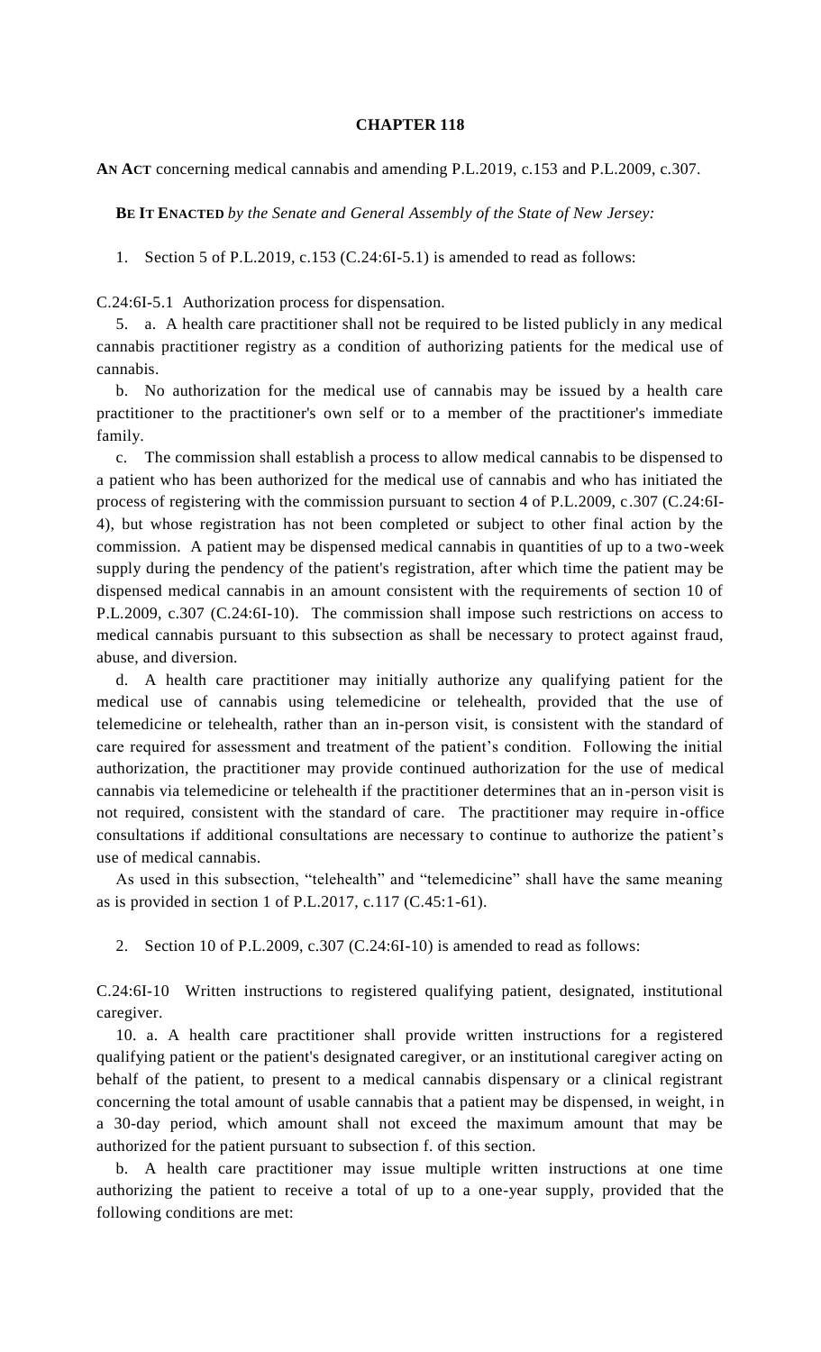**CHAPTER 118**

**AN ACT** concerning medical cannabis and amending P.L.2019, c.153 and P.L.2009, c.307.

**BE IT ENACTED** *by the Senate and General Assembly of the State of New Jersey:*

1. Section 5 of P.L.2019, c.153 (C.24:6I-5.1) is amended to read as follows:

C.24:6I-5.1 Authorization process for dispensation.

5. a. A health care practitioner shall not be required to be listed publicly in any medical cannabis practitioner registry as a condition of authorizing patients for the medical use of cannabis.

b. No authorization for the medical use of cannabis may be issued by a health care practitioner to the practitioner's own self or to a member of the practitioner's immediate family.

c. The commission shall establish a process to allow medical cannabis to be dispensed to a patient who has been authorized for the medical use of cannabis and who has initiated the process of registering with the commission pursuant to section 4 of P.L.2009, c.307 (C.24:6I-4), but whose registration has not been completed or subject to other final action by the commission. A patient may be dispensed medical cannabis in quantities of up to a two-week supply during the pendency of the patient's registration, after which time the patient may be dispensed medical cannabis in an amount consistent with the requirements of section 10 of P.L.2009, c.307 (C.24:6I-10). The commission shall impose such restrictions on access to medical cannabis pursuant to this subsection as shall be necessary to protect against fraud, abuse, and diversion.

d. A health care practitioner may initially authorize any qualifying patient for the medical use of cannabis using telemedicine or telehealth, provided that the use of telemedicine or telehealth, rather than an in-person visit, is consistent with the standard of care required for assessment and treatment of the patient's condition. Following the initial authorization, the practitioner may provide continued authorization for the use of medical cannabis via telemedicine or telehealth if the practitioner determines that an in-person visit is not required, consistent with the standard of care. The practitioner may require in-office consultations if additional consultations are necessary to continue to authorize the patient's use of medical cannabis.

As used in this subsection, "telehealth" and "telemedicine" shall have the same meaning as is provided in section 1 of P.L.2017, c.117 (C.45:1-61).

2. Section 10 of P.L.2009, c.307 (C.24:6I-10) is amended to read as follows:

C.24:6I-10 Written instructions to registered qualifying patient, designated, institutional caregiver.

10. a. A health care practitioner shall provide written instructions for a registered qualifying patient or the patient's designated caregiver, or an institutional caregiver acting on behalf of the patient, to present to a medical cannabis dispensary or a clinical registrant concerning the total amount of usable cannabis that a patient may be dispensed, in weight, in a 30-day period, which amount shall not exceed the maximum amount that may be authorized for the patient pursuant to subsection f. of this section.

b. A health care practitioner may issue multiple written instructions at one time authorizing the patient to receive a total of up to a one-year supply, provided that the following conditions are met: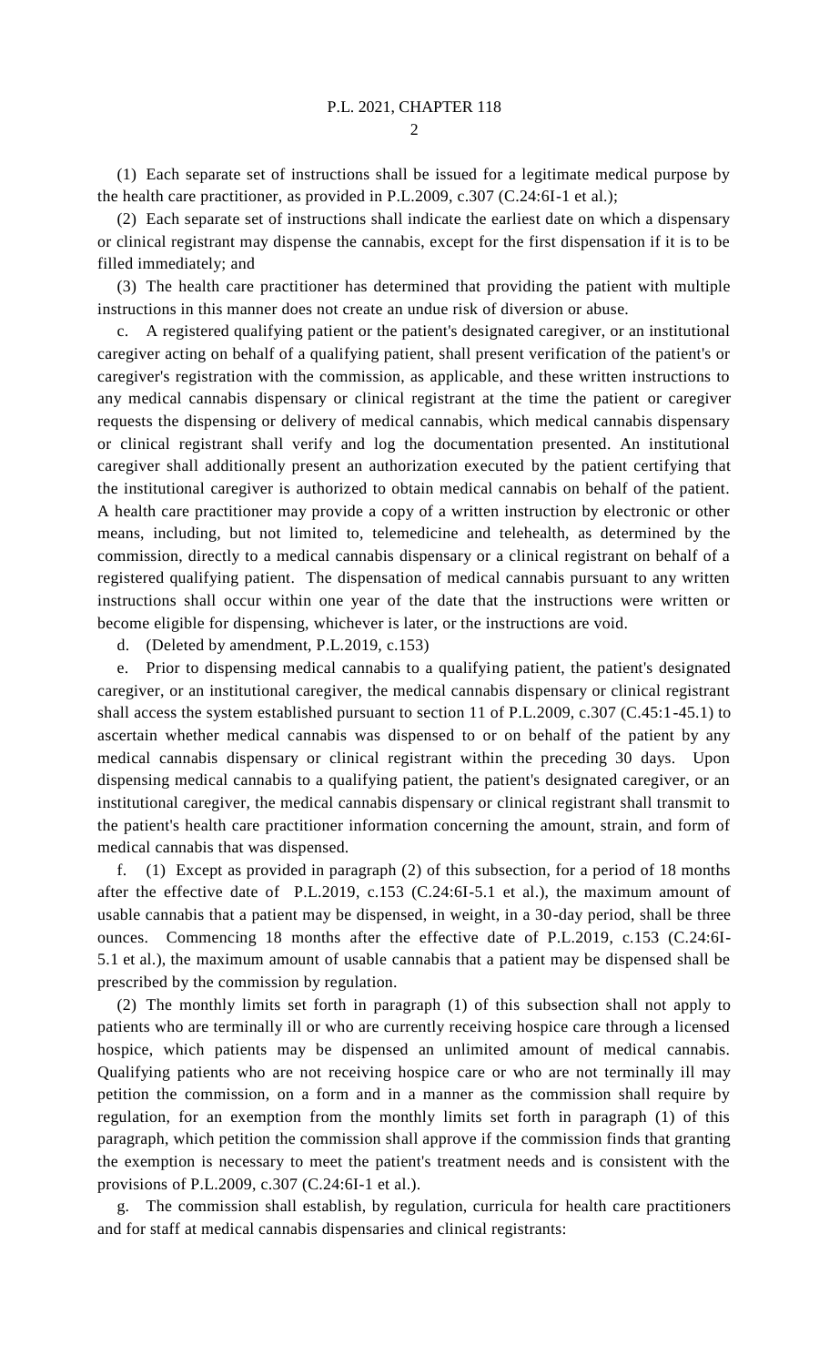(1) Each separate set of instructions shall be issued for a legitimate medical purpose by the health care practitioner, as provided in P.L.2009, c.307 (C.24:6I-1 et al.);

(2) Each separate set of instructions shall indicate the earliest date on which a dispensary or clinical registrant may dispense the cannabis, except for the first dispensation if it is to be filled immediately; and

(3) The health care practitioner has determined that providing the patient with multiple instructions in this manner does not create an undue risk of diversion or abuse.

c. A registered qualifying patient or the patient's designated caregiver, or an institutional caregiver acting on behalf of a qualifying patient, shall present verification of the patient's or caregiver's registration with the commission, as applicable, and these written instructions to any medical cannabis dispensary or clinical registrant at the time the patient or caregiver requests the dispensing or delivery of medical cannabis, which medical cannabis dispensary or clinical registrant shall verify and log the documentation presented. An institutional caregiver shall additionally present an authorization executed by the patient certifying that the institutional caregiver is authorized to obtain medical cannabis on behalf of the patient. A health care practitioner may provide a copy of a written instruction by electronic or other means, including, but not limited to, telemedicine and telehealth, as determined by the commission, directly to a medical cannabis dispensary or a clinical registrant on behalf of a registered qualifying patient. The dispensation of medical cannabis pursuant to any written instructions shall occur within one year of the date that the instructions were written or become eligible for dispensing, whichever is later, or the instructions are void.

d. (Deleted by amendment, P.L.2019, c.153)

e. Prior to dispensing medical cannabis to a qualifying patient, the patient's designated caregiver, or an institutional caregiver, the medical cannabis dispensary or clinical registrant shall access the system established pursuant to section 11 of P.L.2009, c.307 (C.45:1-45.1) to ascertain whether medical cannabis was dispensed to or on behalf of the patient by any medical cannabis dispensary or clinical registrant within the preceding 30 days. Upon dispensing medical cannabis to a qualifying patient, the patient's designated caregiver, or an institutional caregiver, the medical cannabis dispensary or clinical registrant shall transmit to the patient's health care practitioner information concerning the amount, strain, and form of medical cannabis that was dispensed.

f. (1) Except as provided in paragraph (2) of this subsection, for a period of 18 months after the effective date of P.L.2019, c.153 (C.24:6I-5.1 et al.), the maximum amount of usable cannabis that a patient may be dispensed, in weight, in a 30-day period, shall be three ounces. Commencing 18 months after the effective date of P.L.2019, c.153 (C.24:6I-5.1 et al.), the maximum amount of usable cannabis that a patient may be dispensed shall be prescribed by the commission by regulation.

(2) The monthly limits set forth in paragraph (1) of this subsection shall not apply to patients who are terminally ill or who are currently receiving hospice care through a licensed hospice, which patients may be dispensed an unlimited amount of medical cannabis. Qualifying patients who are not receiving hospice care or who are not terminally ill may petition the commission, on a form and in a manner as the commission shall require by regulation, for an exemption from the monthly limits set forth in paragraph (1) of this paragraph, which petition the commission shall approve if the commission finds that granting the exemption is necessary to meet the patient's treatment needs and is consistent with the provisions of P.L.2009, c.307 (C.24:6I-1 et al.).

g. The commission shall establish, by regulation, curricula for health care practitioners and for staff at medical cannabis dispensaries and clinical registrants: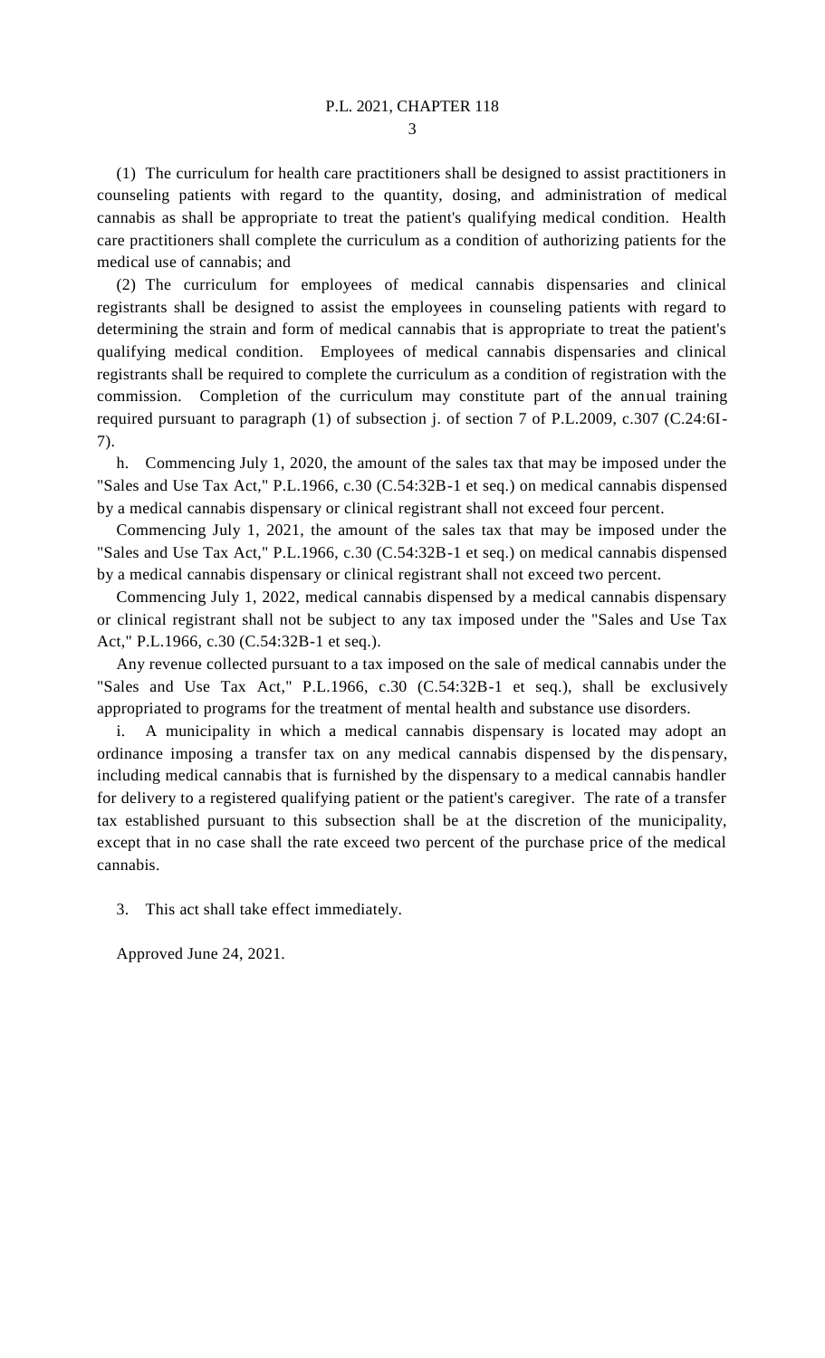(1) The curriculum for health care practitioners shall be designed to assist practitioners in counseling patients with regard to the quantity, dosing, and administration of medical cannabis as shall be appropriate to treat the patient's qualifying medical condition. Health care practitioners shall complete the curriculum as a condition of authorizing patients for the medical use of cannabis; and

(2) The curriculum for employees of medical cannabis dispensaries and clinical registrants shall be designed to assist the employees in counseling patients with regard to determining the strain and form of medical cannabis that is appropriate to treat the patient's qualifying medical condition. Employees of medical cannabis dispensaries and clinical registrants shall be required to complete the curriculum as a condition of registration with the commission. Completion of the curriculum may constitute part of the annual training required pursuant to paragraph (1) of subsection j. of section 7 of P.L.2009, c.307 (C.24:6I-7).

h. Commencing July 1, 2020, the amount of the sales tax that may be imposed under the "Sales and Use Tax Act," P.L.1966, c.30 (C.54:32B-1 et seq.) on medical cannabis dispensed by a medical cannabis dispensary or clinical registrant shall not exceed four percent.

Commencing July 1, 2021, the amount of the sales tax that may be imposed under the "Sales and Use Tax Act," P.L.1966, c.30 (C.54:32B-1 et seq.) on medical cannabis dispensed by a medical cannabis dispensary or clinical registrant shall not exceed two percent.

Commencing July 1, 2022, medical cannabis dispensed by a medical cannabis dispensary or clinical registrant shall not be subject to any tax imposed under the "Sales and Use Tax Act," P.L.1966, c.30 (C.54:32B-1 et seq.).

Any revenue collected pursuant to a tax imposed on the sale of medical cannabis under the "Sales and Use Tax Act," P.L.1966, c.30 (C.54:32B-1 et seq.), shall be exclusively appropriated to programs for the treatment of mental health and substance use disorders.

i. A municipality in which a medical cannabis dispensary is located may adopt an ordinance imposing a transfer tax on any medical cannabis dispensed by the dispensary, including medical cannabis that is furnished by the dispensary to a medical cannabis handler for delivery to a registered qualifying patient or the patient's caregiver. The rate of a transfer tax established pursuant to this subsection shall be at the discretion of the municipality, except that in no case shall the rate exceed two percent of the purchase price of the medical cannabis.

3. This act shall take effect immediately.

Approved June 24, 2021.